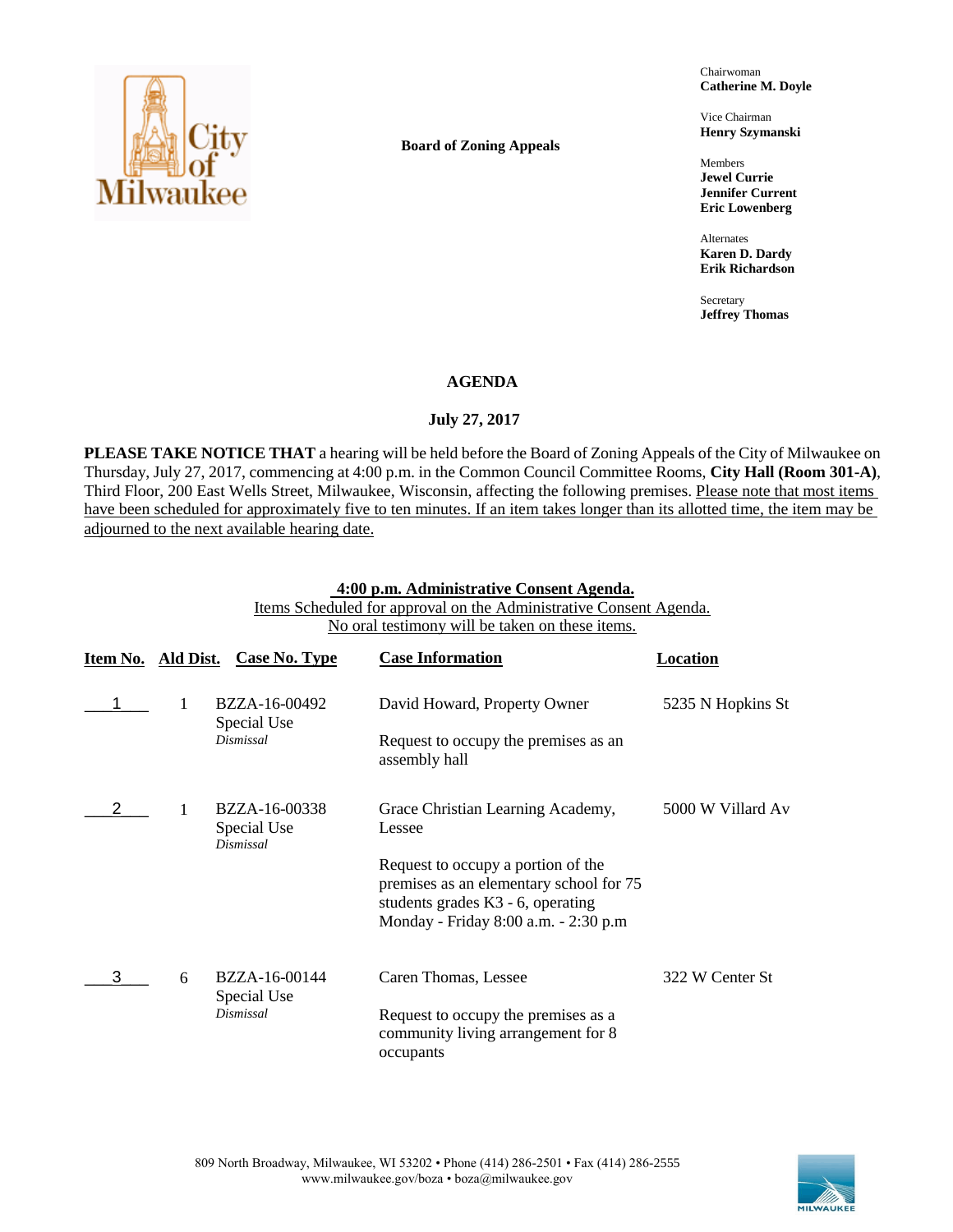**Board of Zoning Appeals**

Chairwoman
**Catherine M. Doyle**

Vice Chairman
**Henry Szymanski**

Members
**Jewel Currie**
**Jennifer Current**
**Eric Lowenberg**

Alternates
**Karen D. Dardy**
**Erik Richardson**

Secretary
**Jeffrey Thomas**

# AGENDA

## July 27, 2017

**PLEASE TAKE NOTICE THAT** a hearing will be held before the Board of Zoning Appeals of the City of Milwaukee on Thursday, July 27, 2017, commencing at 4:00 p.m. in the Common Council Committee Rooms, **City Hall (Room 301-A)**, Third Floor, 200 East Wells Street, Milwaukee, Wisconsin, affecting the following premises. Please note that most items have been scheduled for approximately five to ten minutes. If an item takes longer than its allotted time, the item may be adjourned to the next available hearing date.

**4:00 p.m. Administrative Consent Agenda.**
Items Scheduled for approval on the Administrative Consent Agenda.
No oral testimony will be taken on these items.

| Item No. | Ald Dist. | Case No. Type | Case Information | Location |
|---|---|---|---|---|
| 1 | 1 | BZZA-16-00492<br>Special Use<br>*Dismissal* | David Howard, Property Owner<br><br>Request to occupy the premises as an assembly hall | 5235 N Hopkins St |
| 2 | 1 | BZZA-16-00338<br>Special Use<br>*Dismissal* | Grace Christian Learning Academy, Lessee<br><br>Request to occupy a portion of the premises as an elementary school for 75 students grades K3 - 6, operating Monday - Friday 8:00 a.m. - 2:30 p.m | 5000 W Villard Av |
| 3 | 6 | BZZA-16-00144<br>Special Use<br>*Dismissal* | Caren Thomas, Lessee<br><br>Request to occupy the premises as a community living arrangement for 8 occupants | 322 W Center St |

809 North Broadway, Milwaukee, WI 53202 • Phone (414) 286-2501 • Fax (414) 286-2555
www.milwaukee.gov/boza • boza@milwaukee.gov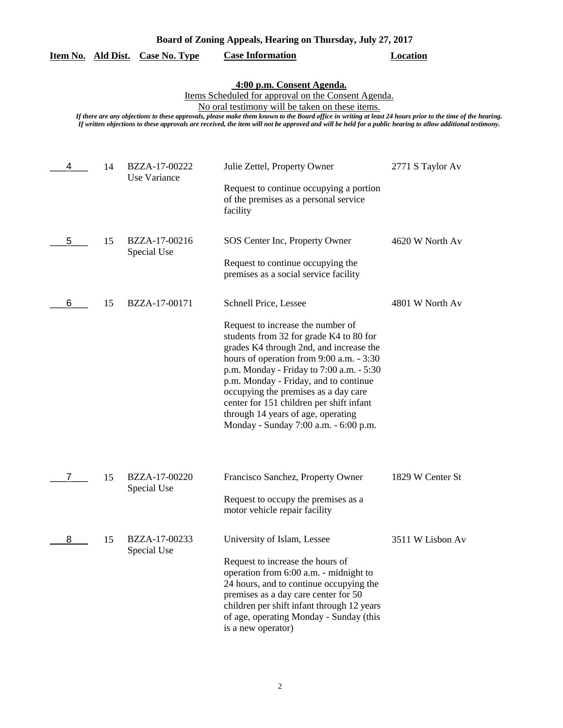**Board of Zoning Appeals, Hearing on Thursday, July 27, 2017**

**4:00 p.m. Consent Agenda.**

Items Scheduled for approval on the Consent Agenda.

No oral testimony will be taken on these items.

*If there are any objections to these approvals, please make them known to the Board office in writing at least 24 hours prior to the time of the hearing. If written objections to these approvals are received, the item will not be approved and will be held for a public hearing to allow additional testimony.*

| Item No. | Ald Dist. | Case No. Type | Case Information | Location |
|---|---|---|---|---|
| 4 | 14 | BZZA-17-00222 Use Variance | Julie Zettel, Property Owner<br><br>Request to continue occupying a portion of the premises as a personal service facility | 2771 S Taylor Av |
| 5 | 15 | BZZA-17-00216 Special Use | SOS Center Inc, Property Owner<br><br>Request to continue occupying the premises as a social service facility | 4620 W North Av |
| 6 | 15 | BZZA-17-00171 | Schnell Price, Lessee<br><br>Request to increase the number of students from 32 for grade K4 to 80 for grades K4 through 2nd, and increase the hours of operation from 9:00 a.m. - 3:30 p.m. Monday - Friday to 7:00 a.m. - 5:30 p.m. Monday - Friday, and to continue occupying the premises as a day care center for 151 children per shift infant through 14 years of age, operating Monday - Sunday 7:00 a.m. - 6:00 p.m. | 4801 W North Av |
| 7 | 15 | BZZA-17-00220 Special Use | Francisco Sanchez, Property Owner<br><br>Request to occupy the premises as a motor vehicle repair facility | 1829 W Center St |
| 8 | 15 | BZZA-17-00233 Special Use | University of Islam, Lessee<br><br>Request to increase the hours of operation from 6:00 a.m. - midnight to 24 hours, and to continue occupying the premises as a day care center for 50 children per shift infant through 12 years of age, operating Monday - Sunday (this is a new operator) | 3511 W Lisbon Av |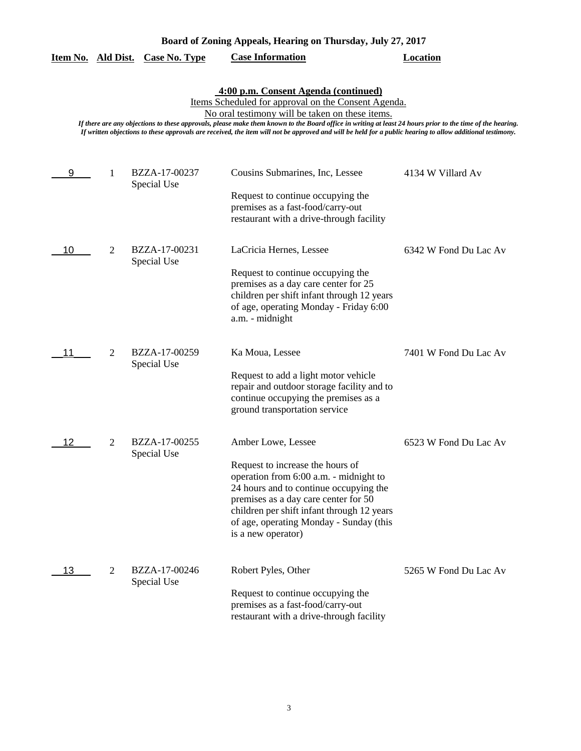**Board of Zoning Appeals, Hearing on Thursday, July 27, 2017**

**4:00 p.m. Consent Agenda (continued)**

Items Scheduled for approval on the Consent Agenda.

No oral testimony will be taken on these items.

*If there are any objections to these approvals, please make them known to the Board office in writing at least 24 hours prior to the time of the hearing. If written objections to these approvals are received, the item will not be approved and will be held for a public hearing to allow additional testimony.*

| Item No. | Ald Dist. | Case No. Type | Case Information | Location |
|---|---|---|---|---|
| 9 | 1 | BZZA-17-00237 Special Use | Cousins Submarines, Inc, Lessee<br><br>Request to continue occupying the premises as a fast-food/carry-out restaurant with a drive-through facility | 4134 W Villard Av |
| 10 | 2 | BZZA-17-00231 Special Use | LaCricia Hernes, Lessee<br><br>Request to continue occupying the premises as a day care center for 25 children per shift infant through 12 years of age, operating Monday - Friday 6:00 a.m. - midnight | 6342 W Fond Du Lac Av |
| 11 | 2 | BZZA-17-00259 Special Use | Ka Moua, Lessee<br><br>Request to add a light motor vehicle repair and outdoor storage facility and to continue occupying the premises as a ground transportation service | 7401 W Fond Du Lac Av |
| 12 | 2 | BZZA-17-00255 Special Use | Amber Lowe, Lessee<br><br>Request to increase the hours of operation from 6:00 a.m. - midnight to 24 hours and to continue occupying the premises as a day care center for 50 children per shift infant through 12 years of age, operating Monday - Sunday (this is a new operator) | 6523 W Fond Du Lac Av |
| 13 | 2 | BZZA-17-00246 Special Use | Robert Pyles, Other<br><br>Request to continue occupying the premises as a fast-food/carry-out restaurant with a drive-through facility | 5265 W Fond Du Lac Av |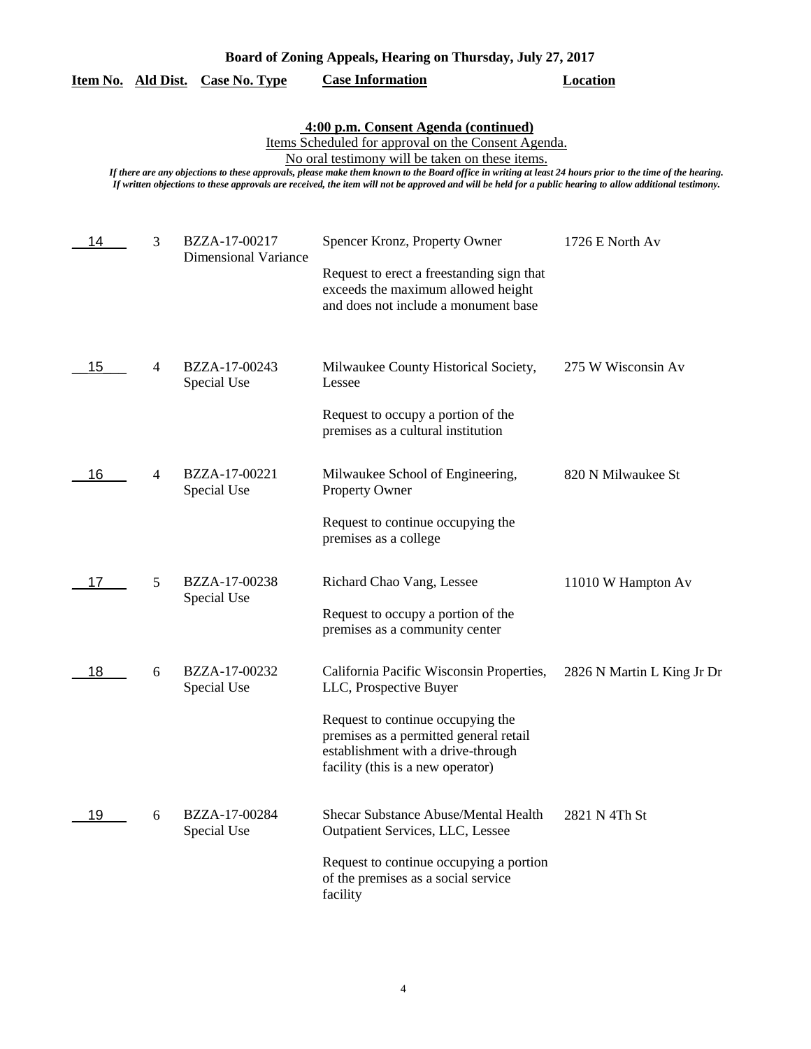# Board of Zoning Appeals, Hearing on Thursday, July 27, 2017

## 4:00 p.m. Consent Agenda (continued)

Items Scheduled for approval on the Consent Agenda.

No oral testimony will be taken on these items.

*If there are any objections to these approvals, please make them known to the Board office in writing at least 24 hours prior to the time of the hearing. If written objections to these approvals are received, the item will not be approved and will be held for a public hearing to allow additional testimony.*

| Item No. | Ald Dist. | Case No. Type | Case Information | Location |
|---|---|---|---|---|
| 14 | 3 | BZZA-17-00217 Dimensional Variance | Spencer Kronz, Property Owner<br><br>Request to erect a freestanding sign that exceeds the maximum allowed height and does not include a monument base | 1726 E North Av |
| 15 | 4 | BZZA-17-00243 Special Use | Milwaukee County Historical Society, Lessee<br><br>Request to occupy a portion of the premises as a cultural institution | 275 W Wisconsin Av |
| 16 | 4 | BZZA-17-00221 Special Use | Milwaukee School of Engineering, Property Owner<br><br>Request to continue occupying the premises as a college | 820 N Milwaukee St |
| 17 | 5 | BZZA-17-00238 Special Use | Richard Chao Vang, Lessee<br><br>Request to occupy a portion of the premises as a community center | 11010 W Hampton Av |
| 18 | 6 | BZZA-17-00232 Special Use | California Pacific Wisconsin Properties, LLC, Prospective Buyer<br><br>Request to continue occupying the premises as a permitted general retail establishment with a drive-through facility (this is a new operator) | 2826 N Martin L King Jr Dr |
| 19 | 6 | BZZA-17-00284 Special Use | Shecar Substance Abuse/Mental Health Outpatient Services, LLC, Lessee<br><br>Request to continue occupying a portion of the premises as a social service facility | 2821 N 4Th St |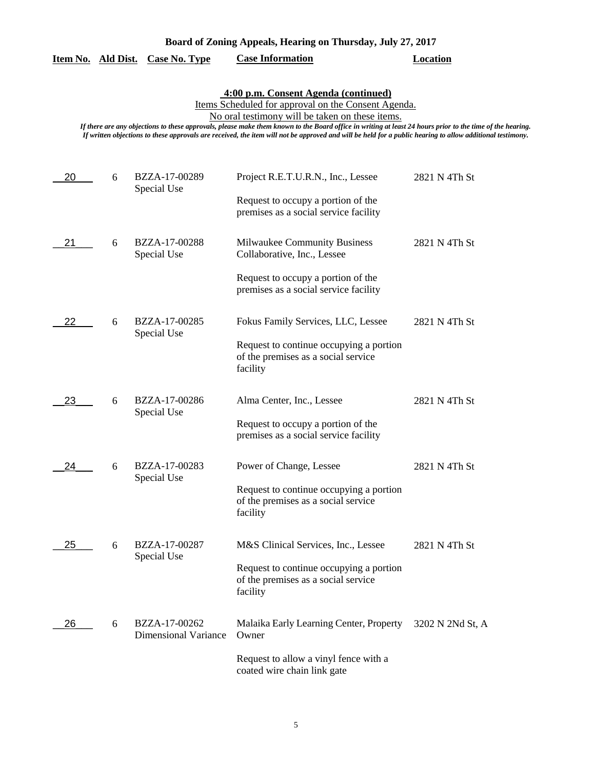**Board of Zoning Appeals, Hearing on Thursday, July 27, 2017**

### 4:00 p.m. Consent Agenda (continued)

Items Scheduled for approval on the Consent Agenda.

No oral testimony will be taken on these items.

*If there are any objections to these approvals, please make them known to the Board office in writing at least 24 hours prior to the time of the hearing. If written objections to these approvals are received, the item will not be approved and will be held for a public hearing to allow additional testimony.*

| Item No. | Ald Dist. | Case No. Type | Case Information | Location |
|---|---|---|---|---|
| 20 | 6 | BZZA-17-00289 Special Use | Project R.E.T.U.R.N., Inc., Lessee<br><br>Request to occupy a portion of the premises as a social service facility | 2821 N 4Th St |
| 21 | 6 | BZZA-17-00288 Special Use | Milwaukee Community Business Collaborative, Inc., Lessee<br><br>Request to occupy a portion of the premises as a social service facility | 2821 N 4Th St |
| 22 | 6 | BZZA-17-00285 Special Use | Fokus Family Services, LLC, Lessee<br><br>Request to continue occupying a portion of the premises as a social service facility | 2821 N 4Th St |
| 23 | 6 | BZZA-17-00286 Special Use | Alma Center, Inc., Lessee<br><br>Request to occupy a portion of the premises as a social service facility | 2821 N 4Th St |
| 24 | 6 | BZZA-17-00283 Special Use | Power of Change, Lessee<br><br>Request to continue occupying a portion of the premises as a social service facility | 2821 N 4Th St |
| 25 | 6 | BZZA-17-00287 Special Use | M&S Clinical Services, Inc., Lessee<br><br>Request to continue occupying a portion of the premises as a social service facility | 2821 N 4Th St |
| 26 | 6 | BZZA-17-00262 Dimensional Variance | Malaika Early Learning Center, Property Owner<br><br>Request to allow a vinyl fence with a coated wire chain link gate | 3202 N 2Nd St, A |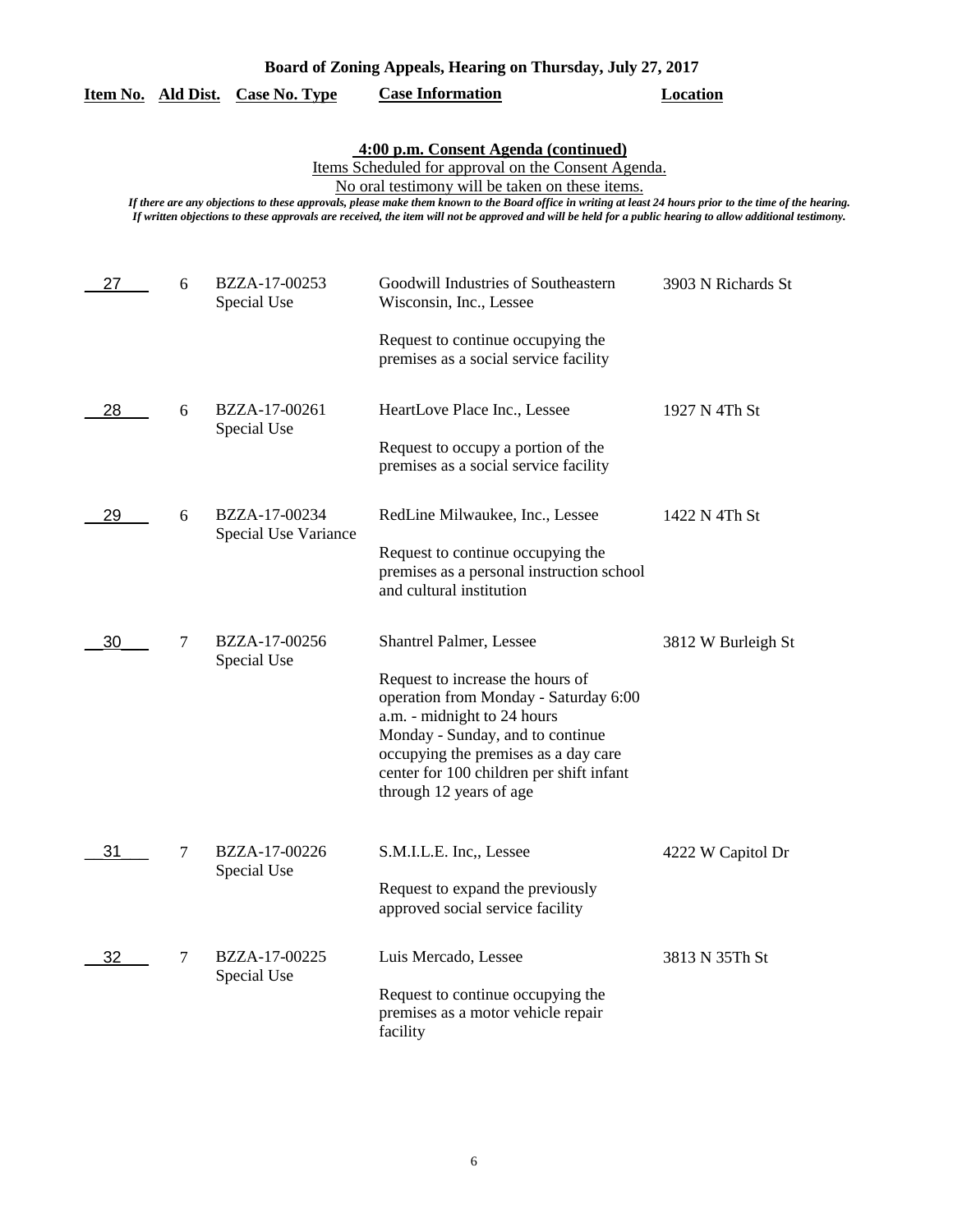**Board of Zoning Appeals, Hearing on Thursday, July 27, 2017**

**4:00 p.m. Consent Agenda (continued)**

Items Scheduled for approval on the Consent Agenda.

No oral testimony will be taken on these items.

*If there are any objections to these approvals, please make them known to the Board office in writing at least 24 hours prior to the time of the hearing. If written objections to these approvals are received, the item will not be approved and will be held for a public hearing to allow additional testimony.*

| Item No. | Ald Dist. | Case No. Type | Case Information | Location |
|---|---|---|---|---|
| 27 | 6 | BZZA-17-00253 Special Use | Goodwill Industries of Southeastern Wisconsin, Inc., Lessee<br><br>Request to continue occupying the premises as a social service facility | 3903 N Richards St |
| 28 | 6 | BZZA-17-00261 Special Use | HeartLove Place Inc., Lessee<br><br>Request to occupy a portion of the premises as a social service facility | 1927 N 4Th St |
| 29 | 6 | BZZA-17-00234 Special Use Variance | RedLine Milwaukee, Inc., Lessee<br><br>Request to continue occupying the premises as a personal instruction school and cultural institution | 1422 N 4Th St |
| 30 | 7 | BZZA-17-00256 Special Use | Shantrel Palmer, Lessee<br><br>Request to increase the hours of operation from Monday - Saturday 6:00 a.m. - midnight to 24 hours Monday - Sunday, and to continue occupying the premises as a day care center for 100 children per shift infant through 12 years of age | 3812 W Burleigh St |
| 31 | 7 | BZZA-17-00226 Special Use | S.M.I.L.E. Inc,, Lessee<br><br>Request to expand the previously approved social service facility | 4222 W Capitol Dr |
| 32 | 7 | BZZA-17-00225 Special Use | Luis Mercado, Lessee<br><br>Request to continue occupying the premises as a motor vehicle repair facility | 3813 N 35Th St |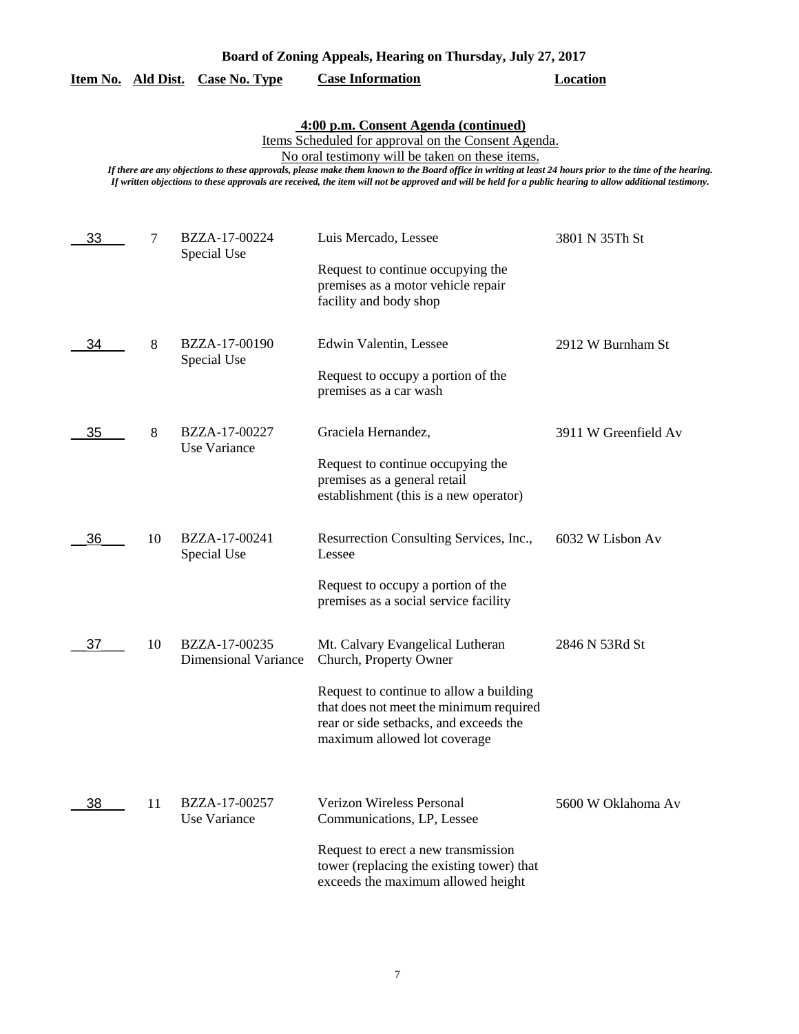**Board of Zoning Appeals, Hearing on Thursday, July 27, 2017**

## 4:00 p.m. Consent Agenda (continued)

Items Scheduled for approval on the Consent Agenda.

No oral testimony will be taken on these items.

*If there are any objections to these approvals, please make them known to the Board office in writing at least 24 hours prior to the time of the hearing. If written objections to these approvals are received, the item will not be approved and will be held for a public hearing to allow additional testimony.*

| Item No. | Ald Dist. | Case No. Type | Case Information | Location |
|---|---|---|---|---|
| 33 | 7 | BZZA-17-00224 Special Use | Luis Mercado, Lessee<br><br>Request to continue occupying the premises as a motor vehicle repair facility and body shop | 3801 N 35Th St |
| 34 | 8 | BZZA-17-00190 Special Use | Edwin Valentin, Lessee<br><br>Request to occupy a portion of the premises as a car wash | 2912 W Burnham St |
| 35 | 8 | BZZA-17-00227 Use Variance | Graciela Hernandez,<br><br>Request to continue occupying the premises as a general retail establishment (this is a new operator) | 3911 W Greenfield Av |
| 36 | 10 | BZZA-17-00241 Special Use | Resurrection Consulting Services, Inc., Lessee<br><br>Request to occupy a portion of the premises as a social service facility | 6032 W Lisbon Av |
| 37 | 10 | BZZA-17-00235 Dimensional Variance | Mt. Calvary Evangelical Lutheran Church, Property Owner<br><br>Request to continue to allow a building that does not meet the minimum required rear or side setbacks, and exceeds the maximum allowed lot coverage | 2846 N 53Rd St |
| 38 | 11 | BZZA-17-00257 Use Variance | Verizon Wireless Personal Communications, LP, Lessee<br><br>Request to erect a new transmission tower (replacing the existing tower) that exceeds the maximum allowed height | 5600 W Oklahoma Av |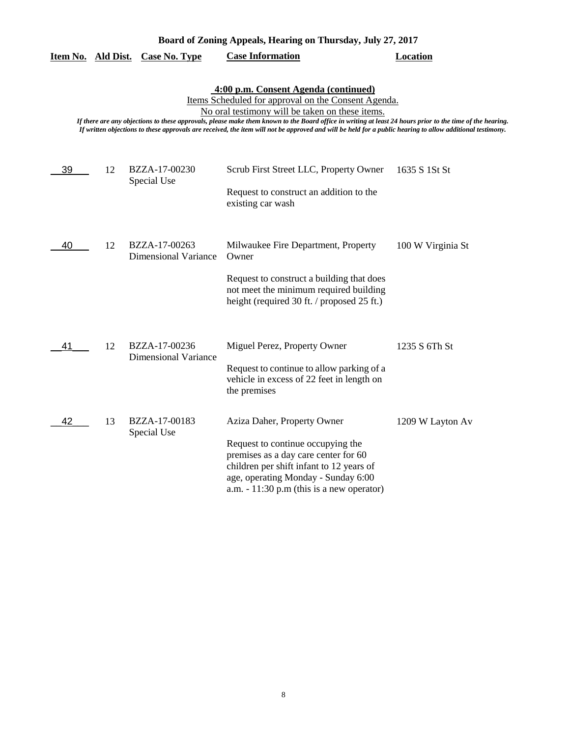**Board of Zoning Appeals, Hearing on Thursday, July 27, 2017**

**4:00 p.m. Consent Agenda (continued)**

Items Scheduled for approval on the Consent Agenda.

No oral testimony will be taken on these items.

*If there are any objections to these approvals, please make them known to the Board office in writing at least 24 hours prior to the time of the hearing. If written objections to these approvals are received, the item will not be approved and will be held for a public hearing to allow additional testimony.*

| Item No. | Ald Dist. | Case No. Type | Case Information | Location |
|---|---|---|---|---|
| 39 | 12 | BZZA-17-00230<br>Special Use | Scrub First Street LLC, Property Owner<br><br>Request to construct an addition to the existing car wash | 1635 S 1St St |
| 40 | 12 | BZZA-17-00263<br>Dimensional Variance | Milwaukee Fire Department, Property Owner<br><br>Request to construct a building that does not meet the minimum required building height (required 30 ft. / proposed 25 ft.) | 100 W Virginia St |
| 41 | 12 | BZZA-17-00236<br>Dimensional Variance | Miguel Perez, Property Owner<br><br>Request to continue to allow parking of a vehicle in excess of 22 feet in length on the premises | 1235 S 6Th St |
| 42 | 13 | BZZA-17-00183<br>Special Use | Aziza Daher, Property Owner<br><br>Request to continue occupying the premises as a day care center for 60 children per shift infant to 12 years of age, operating Monday - Sunday 6:00 a.m. - 11:30 p.m (this is a new operator) | 1209 W Layton Av |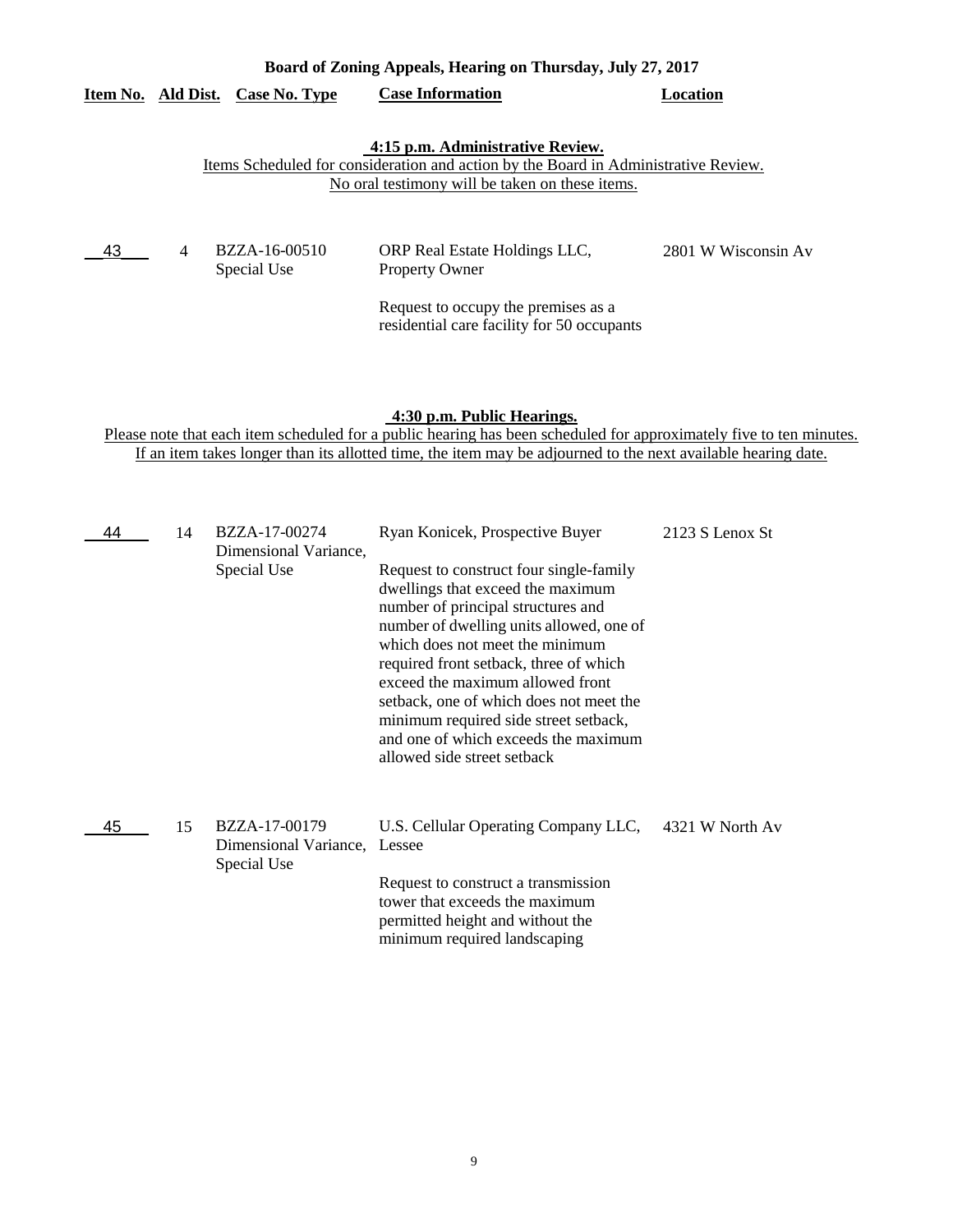**Board of Zoning Appeals, Hearing on Thursday, July 27, 2017**

| Item No. | Ald Dist. | Case No. Type | Case Information | Location |
|---|---|---|---|---|

**4:15 p.m. Administrative Review.**

Items Scheduled for consideration and action by the Board in Administrative Review.
No oral testimony will be taken on these items.

| Item No. | Ald Dist. | Case No. Type | Case Information | Location |
|---|---|---|---|---|
| 43 | 4 | BZZA-16-00510 Special Use | ORP Real Estate Holdings LLC, Property Owner<br><br>Request to occupy the premises as a residential care facility for 50 occupants | 2801 W Wisconsin Av |

**4:30 p.m. Public Hearings.**

Please note that each item scheduled for a public hearing has been scheduled for approximately five to ten minutes.
If an item takes longer than its allotted time, the item may be adjourned to the next available hearing date.

| Item No. | Ald Dist. | Case No. Type | Case Information | Location |
|---|---|---|---|---|
| 44 | 14 | BZZA-17-00274 Dimensional Variance, Special Use | Ryan Konicek, Prospective Buyer<br><br>Request to construct four single-family dwellings that exceed the maximum number of principal structures and number of dwelling units allowed, one of which does not meet the minimum required front setback, three of which exceed the maximum allowed front setback, one of which does not meet the minimum required side street setback, and one of which exceeds the maximum allowed side street setback | 2123 S Lenox St |
| 45 | 15 | BZZA-17-00179 Dimensional Variance, Special Use | U.S. Cellular Operating Company LLC, Lessee<br><br>Request to construct a transmission tower that exceeds the maximum permitted height and without the minimum required landscaping | 4321 W North Av |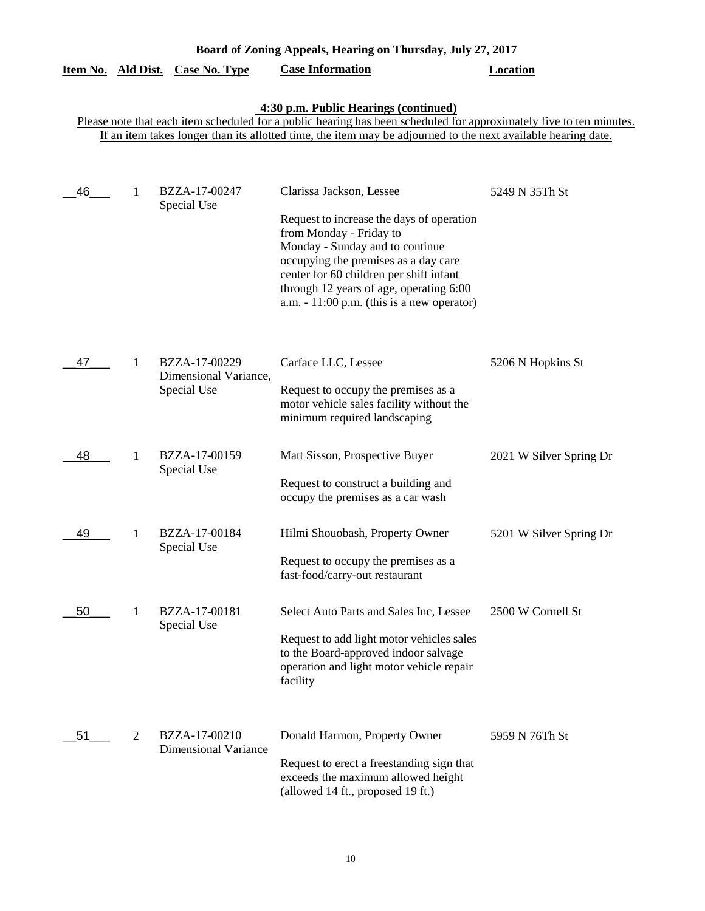**Board of Zoning Appeals, Hearing on Thursday, July 27, 2017**

**4:30 p.m. Public Hearings (continued)**

Please note that each item scheduled for a public hearing has been scheduled for approximately five to ten minutes. If an item takes longer than its allotted time, the item may be adjourned to the next available hearing date.

| Item No. | Ald Dist. | Case No. Type | Case Information | Location |
|---|---|---|---|---|
| 46 | 1 | BZZA-17-00247 Special Use | Clarissa Jackson, Lessee<br><br>Request to increase the days of operation from Monday - Friday to Monday - Sunday and to continue occupying the premises as a day care center for 60 children per shift infant through 12 years of age, operating 6:00 a.m. - 11:00 p.m. (this is a new operator) | 5249 N 35Th St |
| 47 | 1 | BZZA-17-00229 Dimensional Variance, Special Use | Carface LLC, Lessee<br><br>Request to occupy the premises as a motor vehicle sales facility without the minimum required landscaping | 5206 N Hopkins St |
| 48 | 1 | BZZA-17-00159 Special Use | Matt Sisson, Prospective Buyer<br><br>Request to construct a building and occupy the premises as a car wash | 2021 W Silver Spring Dr |
| 49 | 1 | BZZA-17-00184 Special Use | Hilmi Shouobash, Property Owner<br><br>Request to occupy the premises as a fast-food/carry-out restaurant | 5201 W Silver Spring Dr |
| 50 | 1 | BZZA-17-00181 Special Use | Select Auto Parts and Sales Inc, Lessee<br><br>Request to add light motor vehicles sales to the Board-approved indoor salvage operation and light motor vehicle repair facility | 2500 W Cornell St |
| 51 | 2 | BZZA-17-00210 Dimensional Variance | Donald Harmon, Property Owner<br><br>Request to erect a freestanding sign that exceeds the maximum allowed height (allowed 14 ft., proposed 19 ft.) | 5959 N 76Th St |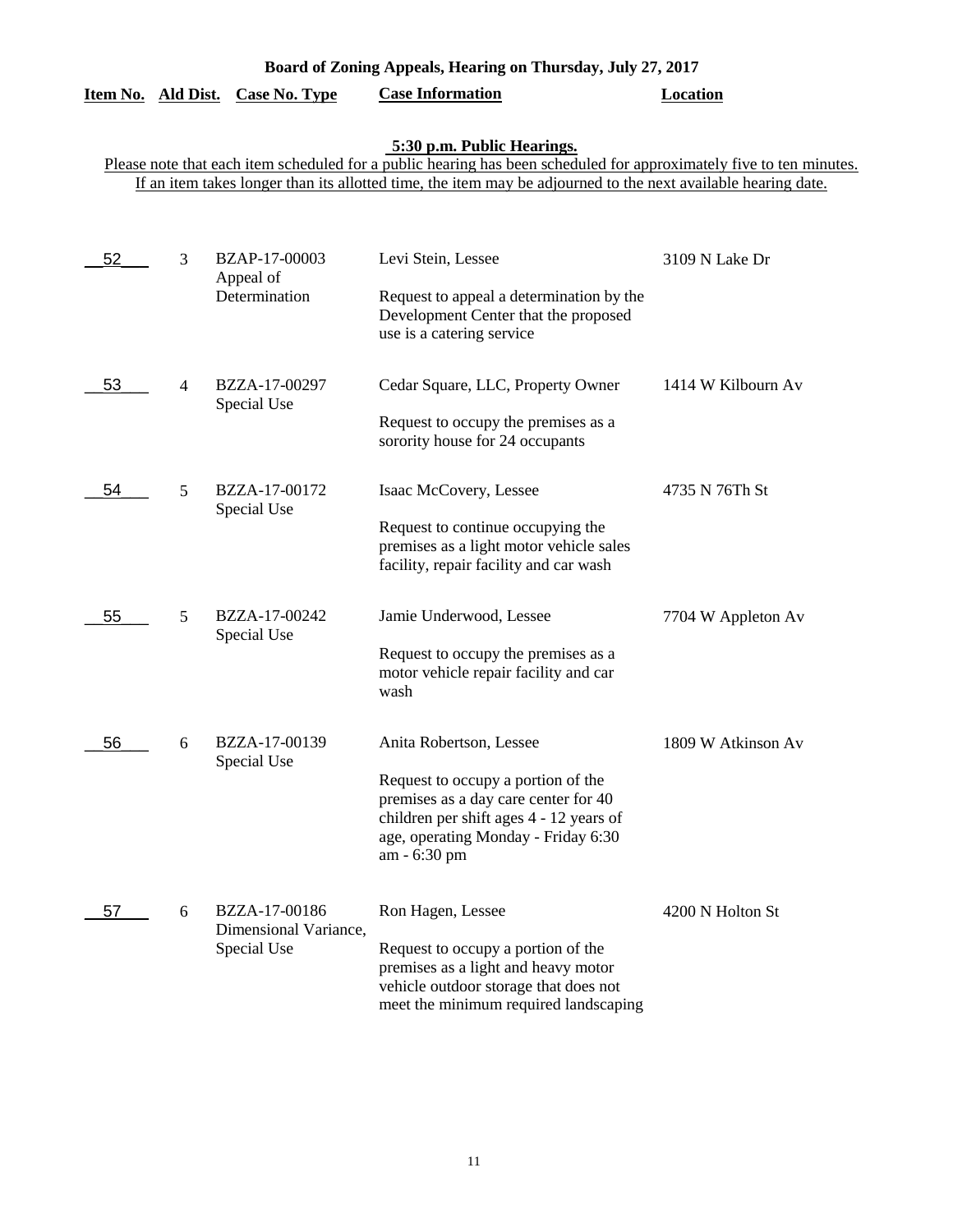**Board of Zoning Appeals, Hearing on Thursday, July 27, 2017**

**5:30 p.m. Public Hearings.**

Please note that each item scheduled for a public hearing has been scheduled for approximately five to ten minutes. If an item takes longer than its allotted time, the item may be adjourned to the next available hearing date.

| Item No. | Ald Dist. | Case No. Type | Case Information | Location |
|---|---|---|---|---|
| 52 | 3 | BZAP-17-00003 Appeal of Determination | Levi Stein, Lessee<br><br>Request to appeal a determination by the Development Center that the proposed use is a catering service | 3109 N Lake Dr |
| 53 | 4 | BZZA-17-00297 Special Use | Cedar Square, LLC, Property Owner<br><br>Request to occupy the premises as a sorority house for 24 occupants | 1414 W Kilbourn Av |
| 54 | 5 | BZZA-17-00172 Special Use | Isaac McCovery, Lessee<br><br>Request to continue occupying the premises as a light motor vehicle sales facility, repair facility and car wash | 4735 N 76Th St |
| 55 | 5 | BZZA-17-00242 Special Use | Jamie Underwood, Lessee<br><br>Request to occupy the premises as a motor vehicle repair facility and car wash | 7704 W Appleton Av |
| 56 | 6 | BZZA-17-00139 Special Use | Anita Robertson, Lessee<br><br>Request to occupy a portion of the premises as a day care center for 40 children per shift ages 4 - 12 years of age, operating Monday - Friday 6:30 am - 6:30 pm | 1809 W Atkinson Av |
| 57 | 6 | BZZA-17-00186 Dimensional Variance, Special Use | Ron Hagen, Lessee<br><br>Request to occupy a portion of the premises as a light and heavy motor vehicle outdoor storage that does not meet the minimum required landscaping | 4200 N Holton St |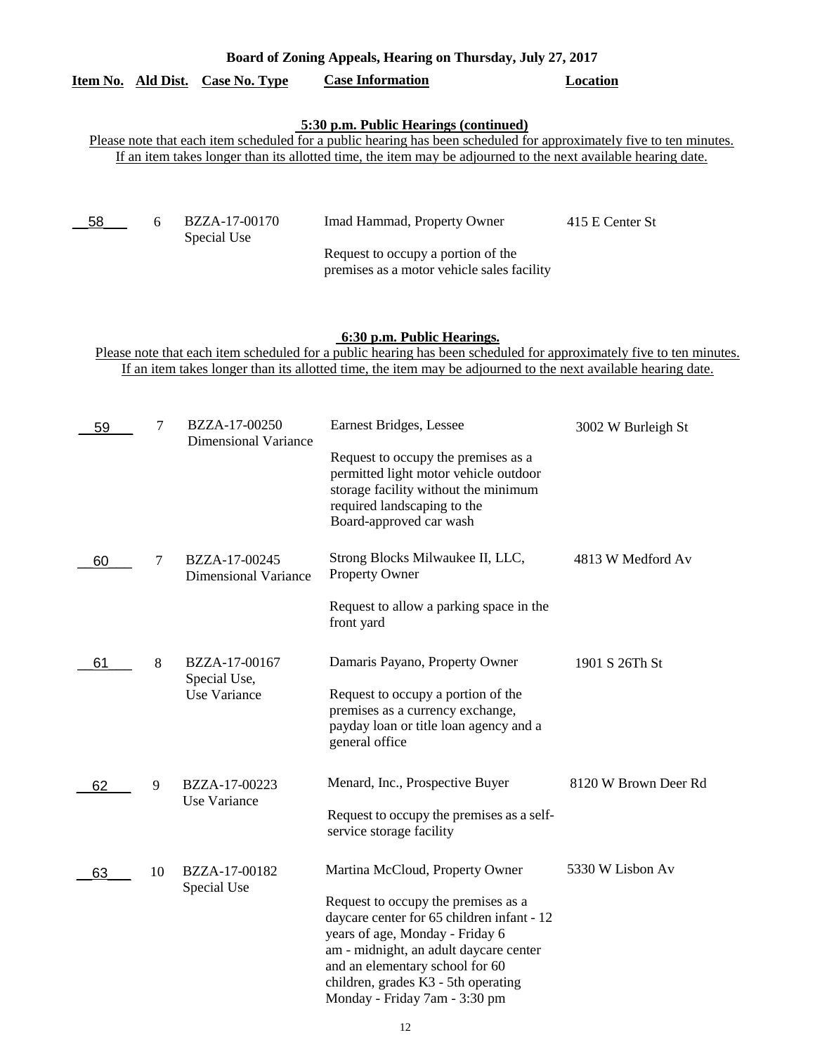**Board of Zoning Appeals, Hearing on Thursday, July 27, 2017**

| Item No. | Ald Dist. | Case No. Type | Case Information | Location |
|---|---|---|---|---|

**5:30 p.m. Public Hearings (continued)**

Please note that each item scheduled for a public hearing has been scheduled for approximately five to ten minutes. If an item takes longer than its allotted time, the item may be adjourned to the next available hearing date.

| Item No. | Ald Dist. | Case No. Type | Case Information | Location |
|---|---|---|---|---|
| 58 | 6 | BZZA-17-00170 Special Use | Imad Hammad, Property Owner<br><br>Request to occupy a portion of the premises as a motor vehicle sales facility | 415 E Center St |

**6:30 p.m. Public Hearings.**

Please note that each item scheduled for a public hearing has been scheduled for approximately five to ten minutes. If an item takes longer than its allotted time, the item may be adjourned to the next available hearing date.

| Item No. | Ald Dist. | Case No. Type | Case Information | Location |
|---|---|---|---|---|
| 59 | 7 | BZZA-17-00250 Dimensional Variance | Earnest Bridges, Lessee<br><br>Request to occupy the premises as a permitted light motor vehicle outdoor storage facility without the minimum required landscaping to the Board-approved car wash | 3002 W Burleigh St |
| 60 | 7 | BZZA-17-00245 Dimensional Variance | Strong Blocks Milwaukee II, LLC, Property Owner<br><br>Request to allow a parking space in the front yard | 4813 W Medford Av |
| 61 | 8 | BZZA-17-00167 Special Use, Use Variance | Damaris Payano, Property Owner<br><br>Request to occupy a portion of the premises as a currency exchange, payday loan or title loan agency and a general office | 1901 S 26Th St |
| 62 | 9 | BZZA-17-00223 Use Variance | Menard, Inc., Prospective Buyer<br><br>Request to occupy the premises as a self-service storage facility | 8120 W Brown Deer Rd |
| 63 | 10 | BZZA-17-00182 Special Use | Martina McCloud, Property Owner<br><br>Request to occupy the premises as a daycare center for 65 children infant - 12 years of age, Monday - Friday 6 am - midnight, an adult daycare center and an elementary school for 60 children, grades K3 - 5th operating Monday - Friday 7am - 3:30 pm | 5330 W Lisbon Av |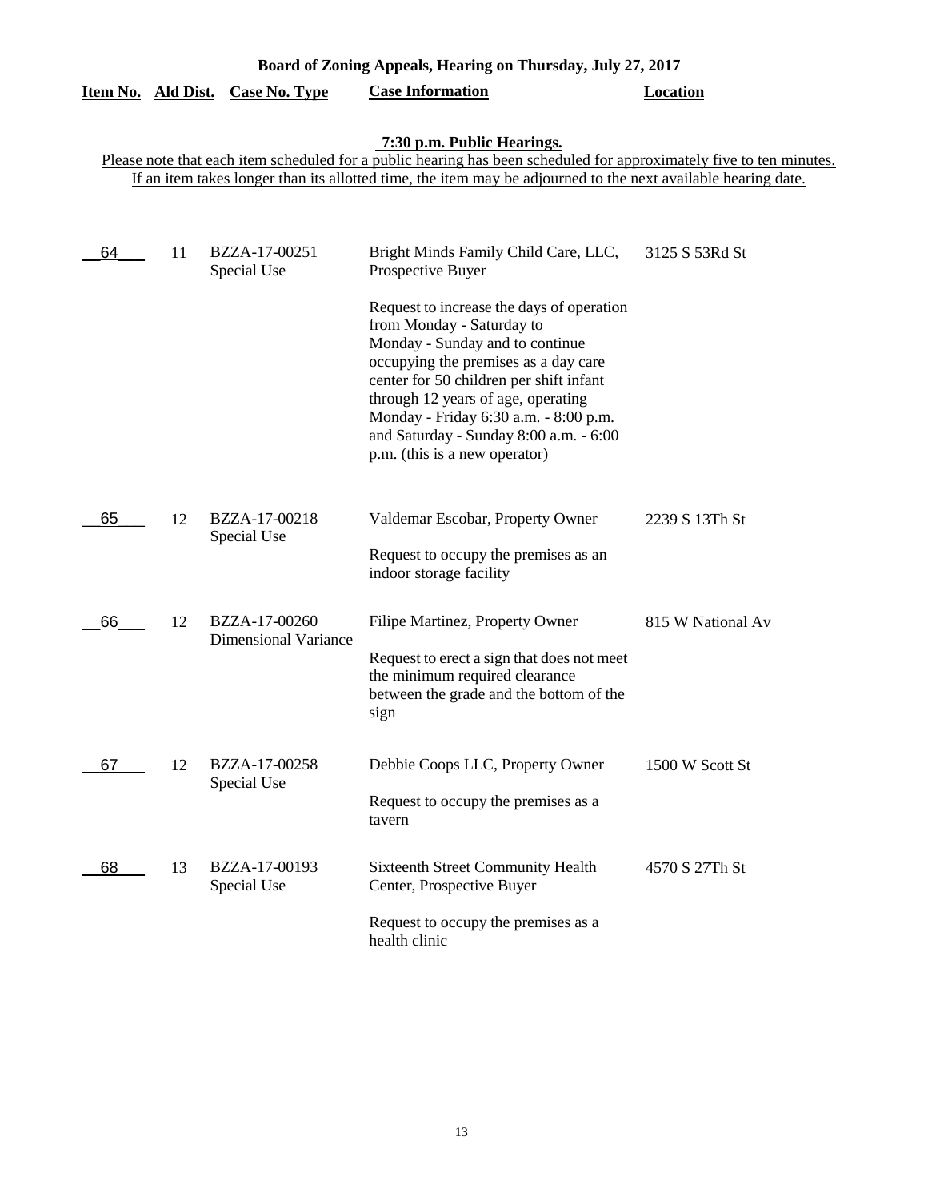**Board of Zoning Appeals, Hearing on Thursday, July 27, 2017**

**7:30 p.m. Public Hearings.**

Please note that each item scheduled for a public hearing has been scheduled for approximately five to ten minutes. If an item takes longer than its allotted time, the item may be adjourned to the next available hearing date.

| Item No. | Ald Dist. | Case No. Type | Case Information | Location |
|---|---|---|---|---|
| 64 | 11 | BZZA-17-00251 Special Use | Bright Minds Family Child Care, LLC, Prospective Buyer<br><br>Request to increase the days of operation from Monday - Saturday to Monday - Sunday and to continue occupying the premises as a day care center for 50 children per shift infant through 12 years of age, operating Monday - Friday 6:30 a.m. - 8:00 p.m. and Saturday - Sunday 8:00 a.m. - 6:00 p.m. (this is a new operator) | 3125 S 53Rd St |
| 65 | 12 | BZZA-17-00218 Special Use | Valdemar Escobar, Property Owner<br><br>Request to occupy the premises as an indoor storage facility | 2239 S 13Th St |
| 66 | 12 | BZZA-17-00260 Dimensional Variance | Filipe Martinez, Property Owner<br><br>Request to erect a sign that does not meet the minimum required clearance between the grade and the bottom of the sign | 815 W National Av |
| 67 | 12 | BZZA-17-00258 Special Use | Debbie Coops LLC, Property Owner<br><br>Request to occupy the premises as a tavern | 1500 W Scott St |
| 68 | 13 | BZZA-17-00193 Special Use | Sixteenth Street Community Health Center, Prospective Buyer<br><br>Request to occupy the premises as a health clinic | 4570 S 27Th St |